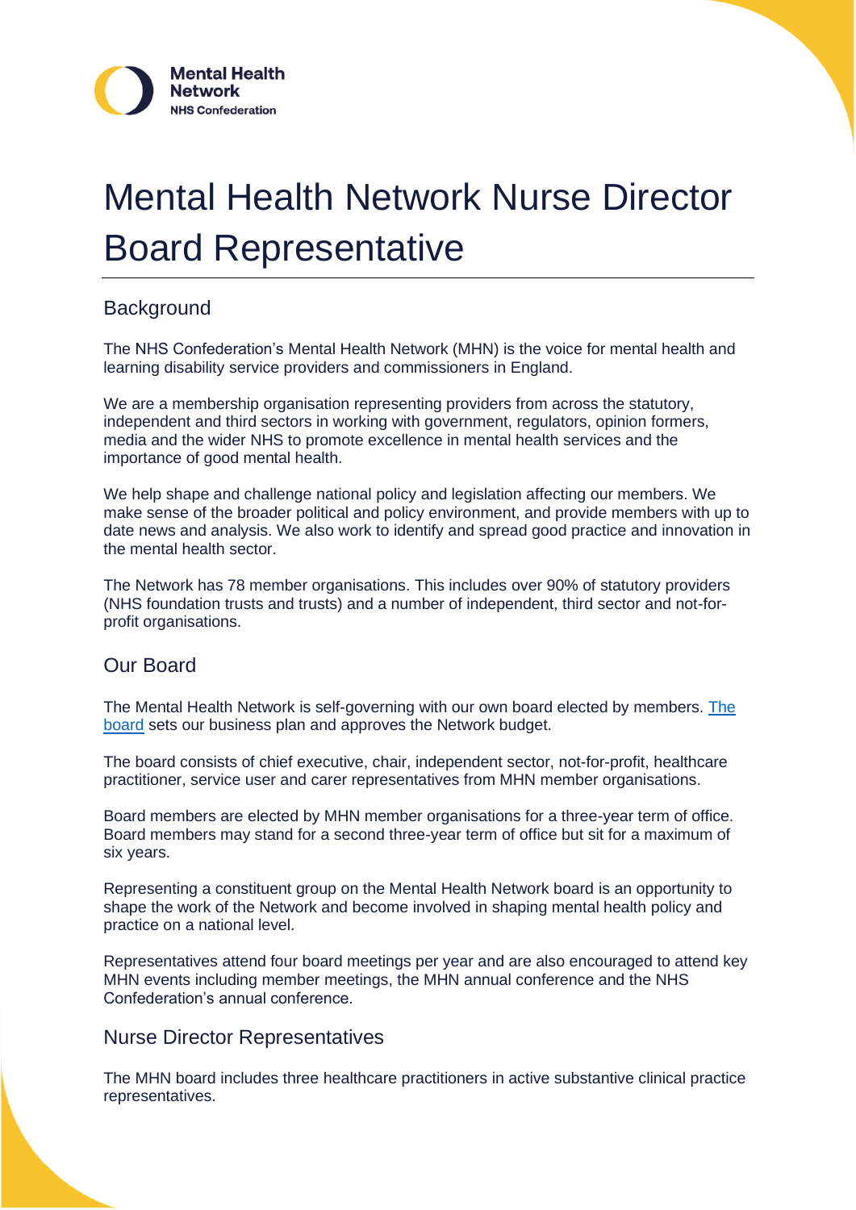# Mental Health Network Nurse Director Board Representative

## Background

The NHS Confederation's Mental Health Network (MHN) is the voice for mental health and learning disability service providers and commissioners in England.

We are a membership organisation representing providers from across the statutory, independent and third sectors in working with government, regulators, opinion formers, media and the wider NHS to promote excellence in mental health services and the importance of good mental health.

We help shape and challenge national policy and legislation affecting our members. We make sense of the broader political and policy environment, and provide members with up to date news and analysis. We also work to identify and spread good practice and innovation in the mental health sector.

The Network has 78 member organisations. This includes over 90% of statutory providers (NHS foundation trusts and trusts) and a number of independent, third sector and not-for-profit organisations.

## Our Board

The Mental Health Network is self-governing with our own board elected by members. The board sets our business plan and approves the Network budget.

The board consists of chief executive, chair, independent sector, not-for-profit, healthcare practitioner, service user and carer representatives from MHN member organisations.

Board members are elected by MHN member organisations for a three-year term of office. Board members may stand for a second three-year term of office but sit for a maximum of six years.

Representing a constituent group on the Mental Health Network board is an opportunity to shape the work of the Network and become involved in shaping mental health policy and practice on a national level.

Representatives attend four board meetings per year and are also encouraged to attend key MHN events including member meetings, the MHN annual conference and the NHS Confederation's annual conference.

## Nurse Director Representatives

The MHN board includes three healthcare practitioners in active substantive clinical practice representatives.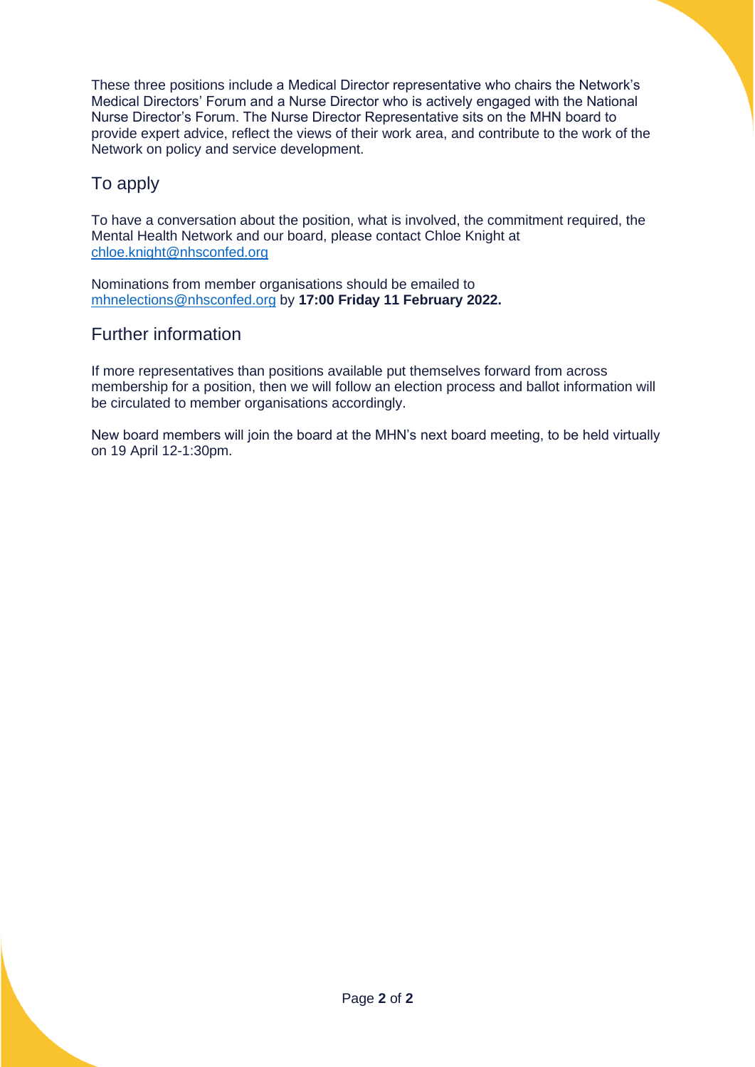These three positions include a Medical Director representative who chairs the Network's Medical Directors' Forum and a Nurse Director who is actively engaged with the National Nurse Director's Forum. The Nurse Director Representative sits on the MHN board to provide expert advice, reflect the views of their work area, and contribute to the work of the Network on policy and service development.

## To apply

To have a conversation about the position, what is involved, the commitment required, the Mental Health Network and our board, please contact Chloe Knight at [chloe.knight@nhsconfed.org](mailto:chloe.knight@nhsconfed.org)

Nominations from member organisations should be emailed to [mhnelections@nhsconfed.org](mailto:mhnelections@nhsconfed.org) by **17:00 Friday 11 February 2022.**

## Further information

If more representatives than positions available put themselves forward from across membership for a position, then we will follow an election process and ballot information will be circulated to member organisations accordingly.

New board members will join the board at the MHN's next board meeting, to be held virtually on 19 April 12-1:30pm.